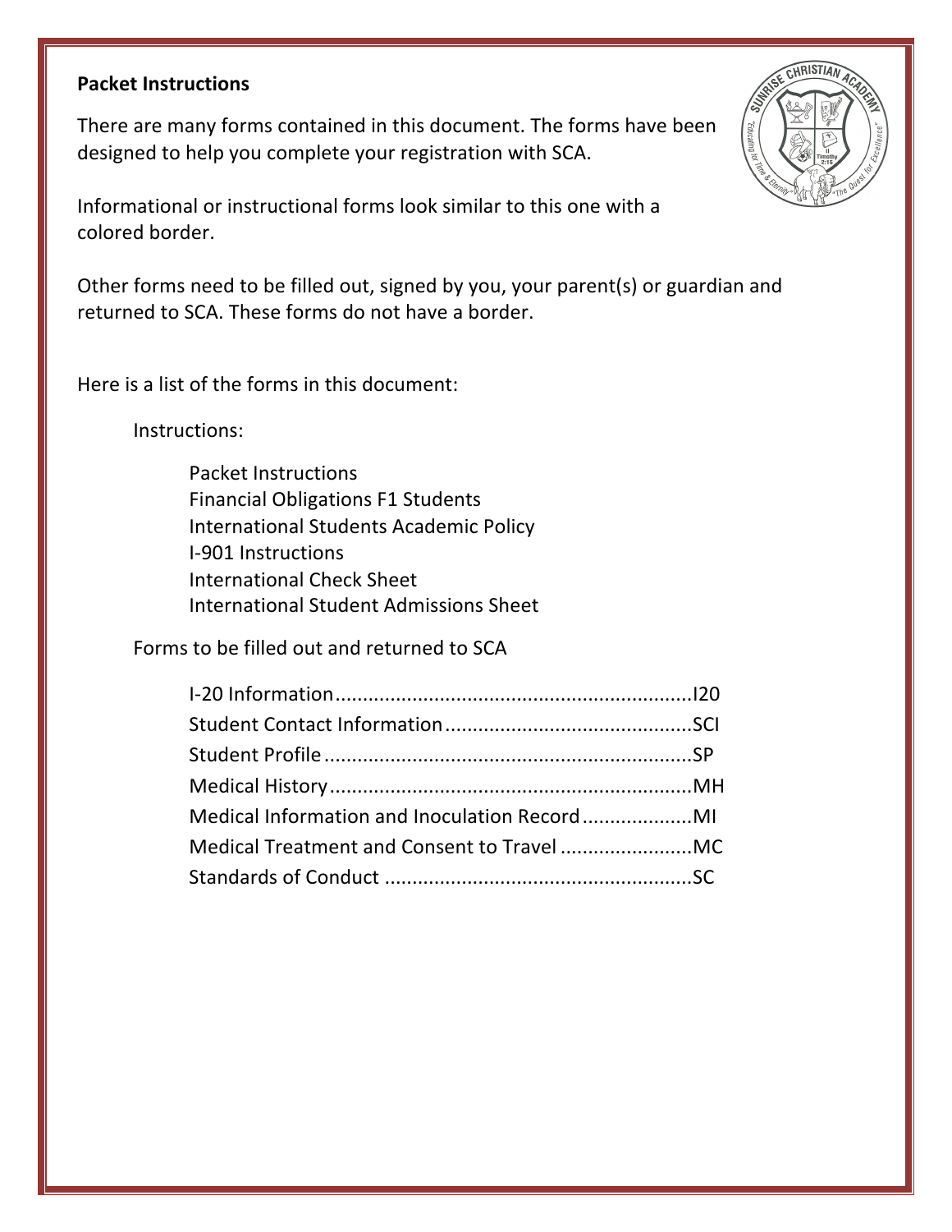## Packet Instructions

There are many forms contained in this document. The forms have been designed to help you complete your registration with SCA.

Informational or instructional forms look similar to this one with a colored border.

Other forms need to be filled out, signed by you, your parent(s) or guardian and returned to SCA. These forms do not have a border.

Here is a list of the forms in this document:

Instructions:

- Packet Instructions
- Financial Obligations F1 Students
- International Students Academic Policy
- I-901 Instructions
- International Check Sheet
- International Student Admissions Sheet

Forms to be filled out and returned to SCA

- I-20 Information.................................................................I20
- Student Contact Information.............................................SCI
- Student Profile....................................................................SP
- Medical History..................................................................MH
- Medical Information and Inoculation Record....................MI
- Medical Treatment and Consent to Travel ........................MC
- Standards of Conduct ........................................................SC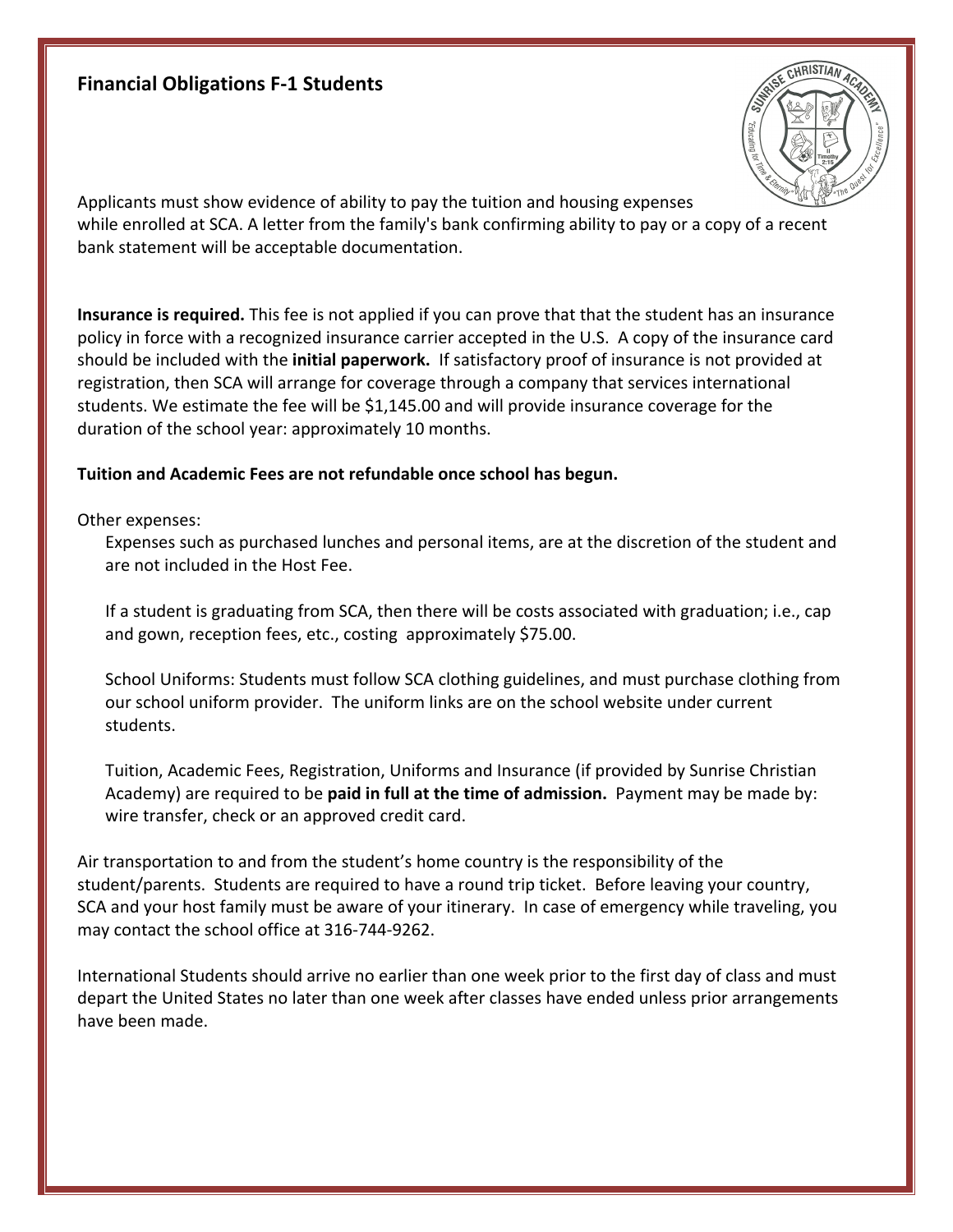## Financial Obligations F-1 Students

Applicants must show evidence of ability to pay the tuition and housing expenses while enrolled at SCA. A letter from the family's bank confirming ability to pay or a copy of a recent bank statement will be acceptable documentation.

**Insurance is required.** This fee is not applied if you can prove that that the student has an insurance policy in force with a recognized insurance carrier accepted in the U.S. A copy of the insurance card should be included with the **initial paperwork.** If satisfactory proof of insurance is not provided at registration, then SCA will arrange for coverage through a company that services international students. We estimate the fee will be $1,145.00 and will provide insurance coverage for the duration of the school year: approximately 10 months.

**Tuition and Academic Fees are not refundable once school has begun.**

Other expenses:

Expenses such as purchased lunches and personal items, are at the discretion of the student and are not included in the Host Fee.

If a student is graduating from SCA, then there will be costs associated with graduation; i.e., cap and gown, reception fees, etc., costing approximately $75.00.

School Uniforms: Students must follow SCA clothing guidelines, and must purchase clothing from our school uniform provider. The uniform links are on the school website under current students.

Tuition, Academic Fees, Registration, Uniforms and Insurance (if provided by Sunrise Christian Academy) are required to be **paid in full at the time of admission.** Payment may be made by: wire transfer, check or an approved credit card.

Air transportation to and from the student's home country is the responsibility of the student/parents. Students are required to have a round trip ticket. Before leaving your country, SCA and your host family must be aware of your itinerary. In case of emergency while traveling, you may contact the school office at 316-744-9262.

International Students should arrive no earlier than one week prior to the first day of class and must depart the United States no later than one week after classes have ended unless prior arrangements have been made.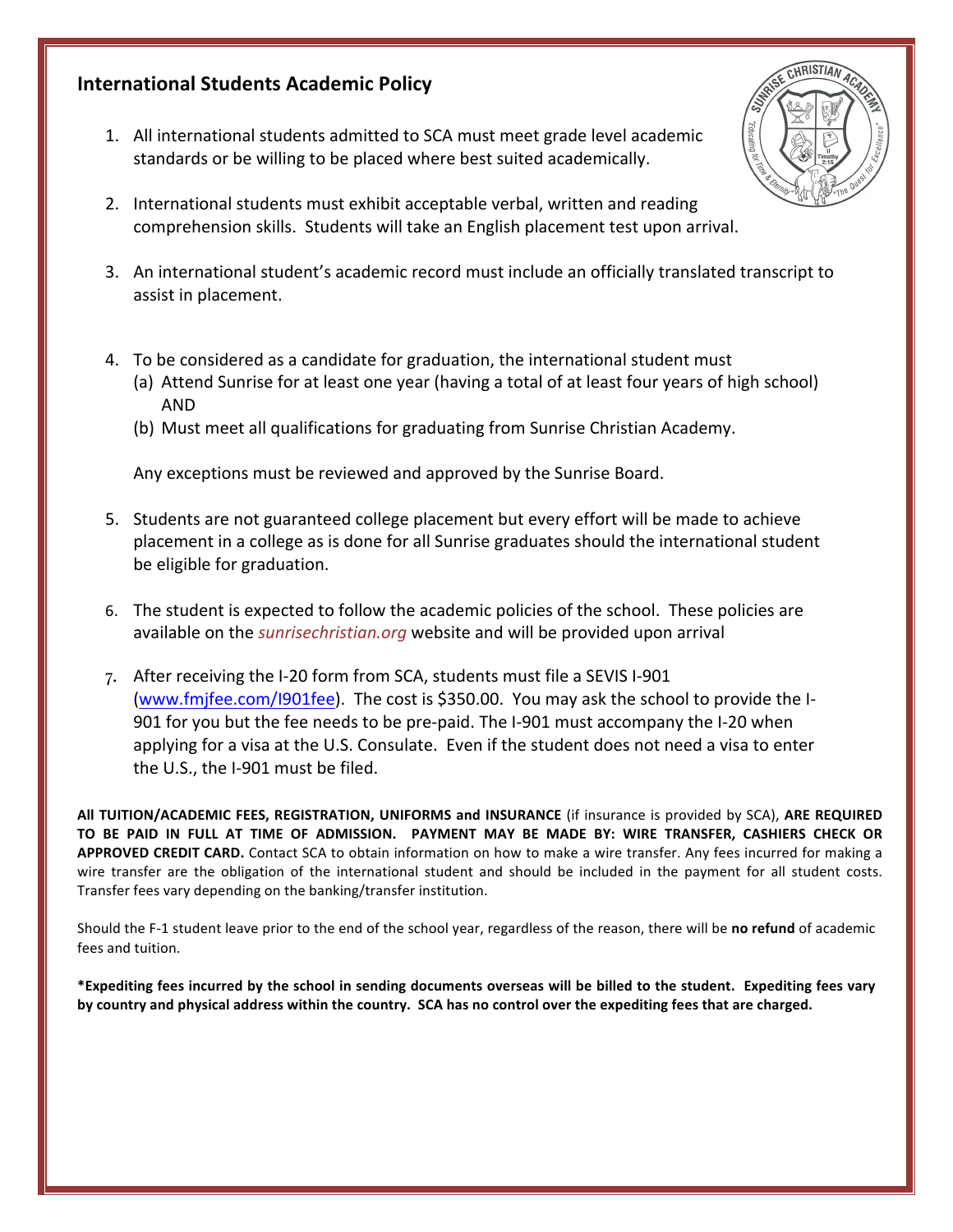## International Students Academic Policy

1. All international students admitted to SCA must meet grade level academic standards or be willing to be placed where best suited academically.
2. International students must exhibit acceptable verbal, written and reading comprehension skills. Students will take an English placement test upon arrival.
3. An international student's academic record must include an officially translated transcript to assist in placement.
4. To be considered as a candidate for graduation, the international student must
   (a) Attend Sunrise for at least one year (having a total of at least four years of high school) AND
   (b) Must meet all qualifications for graduating from Sunrise Christian Academy.

   Any exceptions must be reviewed and approved by the Sunrise Board.
5. Students are not guaranteed college placement but every effort will be made to achieve placement in a college as is done for all Sunrise graduates should the international student be eligible for graduation.
6. The student is expected to follow the academic policies of the school. These policies are available on the *sunrisechristian.org* website and will be provided upon arrival
7. After receiving the I-20 form from SCA, students must file a SEVIS I-901 (www.fmjfee.com/I901fee). The cost is $350.00. You may ask the school to provide the I-901 for you but the fee needs to be pre-paid. The I-901 must accompany the I-20 when applying for a visa at the U.S. Consulate. Even if the student does not need a visa to enter the U.S., the I-901 must be filed.

**All TUITION/ACADEMIC FEES, REGISTRATION, UNIFORMS and INSURANCE** (if insurance is provided by SCA), **ARE REQUIRED TO BE PAID IN FULL AT TIME OF ADMISSION. PAYMENT MAY BE MADE BY: WIRE TRANSFER, CASHIERS CHECK OR APPROVED CREDIT CARD.** Contact SCA to obtain information on how to make a wire transfer. Any fees incurred for making a wire transfer are the obligation of the international student and should be included in the payment for all student costs. Transfer fees vary depending on the banking/transfer institution.

Should the F-1 student leave prior to the end of the school year, regardless of the reason, there will be **no refund** of academic fees and tuition.

**\*Expediting fees incurred by the school in sending documents overseas will be billed to the student. Expediting fees vary by country and physical address within the country. SCA has no control over the expediting fees that are charged.**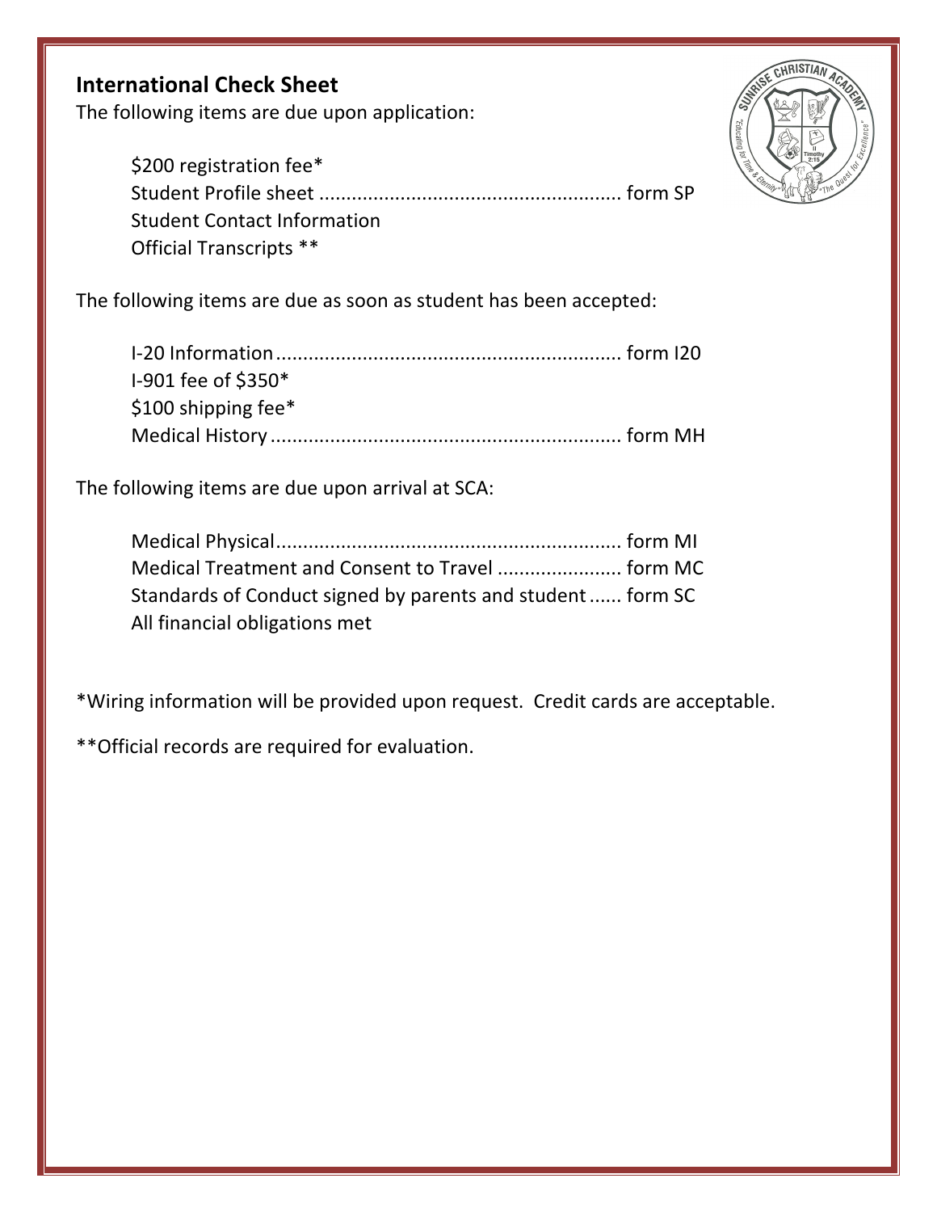## International Check Sheet

The following items are due upon application:

- $200 registration fee*
- Student Profile sheet ........................................................ form SP
- Student Contact Information
- Official Transcripts **

The following items are due as soon as student has been accepted:

- I-20 Information ................................................................ form I20
- I-901 fee of $350*
- $100 shipping fee*
- Medical History ................................................................. form MH

The following items are due upon arrival at SCA:

- Medical Physical................................................................ form MI
- Medical Treatment and Consent to Travel ....................... form MC
- Standards of Conduct signed by parents and student ...... form SC
- All financial obligations met

*Wiring information will be provided upon request. Credit cards are acceptable.

**Official records are required for evaluation.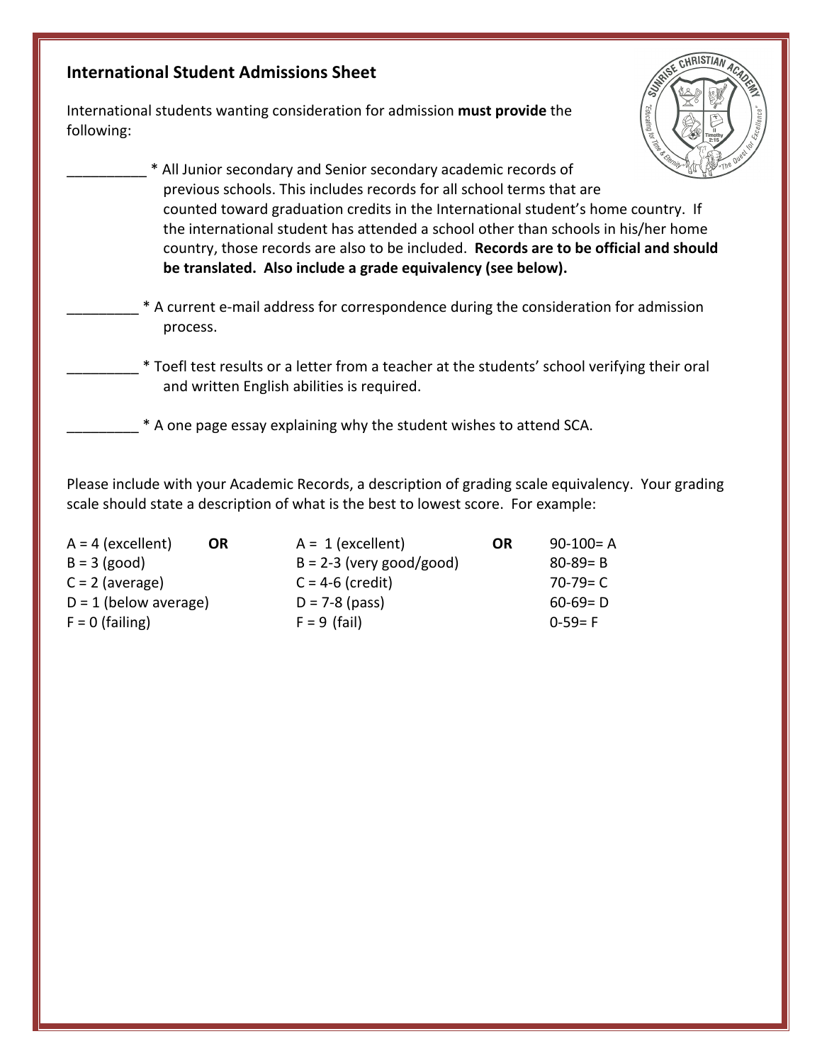## International Student Admissions Sheet

International students wanting consideration for admission **must provide** the following:

__________ * All Junior secondary and Senior secondary academic records of previous schools. This includes records for all school terms that are counted toward graduation credits in the International student's home country. If the international student has attended a school other than schools in his/her home country, those records are also to be included. **Records are to be official and should be translated. Also include a grade equivalency (see below).**

_________ * A current e-mail address for correspondence during the consideration for admission process.

_________ * Toefl test results or a letter from a teacher at the students' school verifying their oral and written English abilities is required.

_________ * A one page essay explaining why the student wishes to attend SCA.

Please include with your Academic Records, a description of grading scale equivalency. Your grading scale should state a description of what is the best to lowest score. For example:

| | | | | |
|---|---|---|---|---|
| A = 4 (excellent) | **OR** | A = 1 (excellent) | **OR** | 90-100= A |
| B = 3 (good) | | B = 2-3 (very good/good) | | 80-89= B |
| C = 2 (average) | | C = 4-6 (credit) | | 70-79= C |
| D = 1 (below average) | | D = 7-8 (pass) | | 60-69= D |
| F = 0 (failing) | | F = 9 (fail) | | 0-59= F |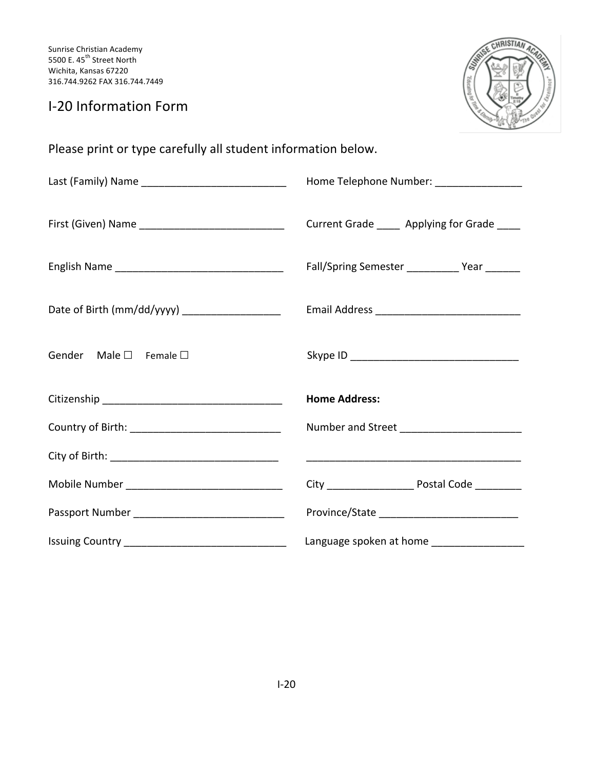Sunrise Christian Academy
5500 E. 45th Street North
Wichita, Kansas 67220
316.744.9262 FAX 316.744.7449

# I-20 Information Form

Please print or type carefully all student information below.

Last (Family) Name __________________________

First (Given) Name __________________________

English Name ______________________________

Date of Birth (mm/dd/yyyy) _________________

Gender  Male ☐  Female ☐

Citizenship ________________________________

Country of Birth: ___________________________

City of Birth: ______________________________

Mobile Number ____________________________

Passport Number ___________________________

Issuing Country ____________________________

Home Telephone Number: _______________

Current Grade ____  Applying for Grade ____

Fall/Spring Semester _________ Year ______

Email Address _________________________

Skype ID _____________________________

**Home Address:**

Number and Street _____________________

_______________________________________

City _______________ Postal Code ________

Province/State ________________________

Language spoken at home ________________

I-20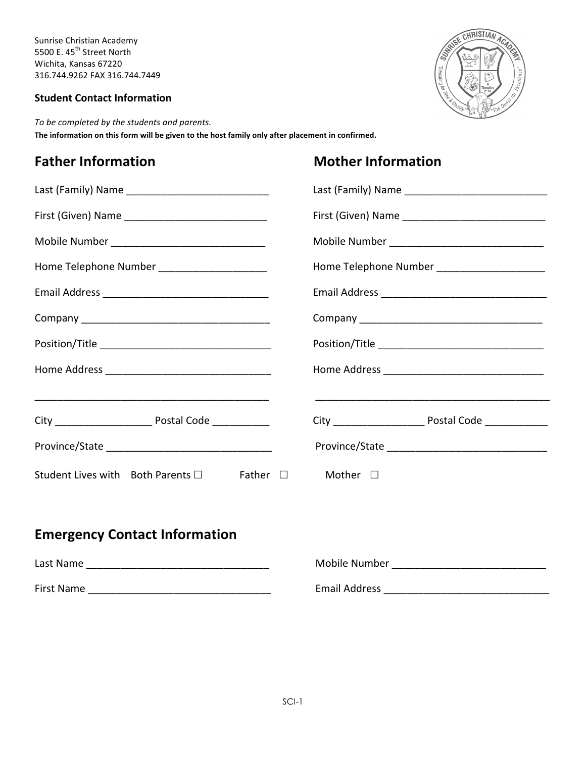Sunrise Christian Academy
5500 E. 45th Street North
Wichita, Kansas 67220
316.744.9262 FAX 316.744.7449

**Student Contact Information**

*To be completed by the students and parents.*
**The information on this form will be given to the host family only after placement in confirmed.**

## Father Information

Last (Family) Name _________________________

First (Given) Name _________________________

Mobile Number ___________________________

Home Telephone Number ___________________

Email Address ______________________________

Company _________________________________

Position/Title ______________________________

Home Address _____________________________

__________________________________________

City ________________ Postal Code __________

Province/State _____________________________

## Mother Information

Last (Family) Name _________________________

First (Given) Name _________________________

Mobile Number ___________________________

Home Telephone Number ___________________

Email Address ______________________________

Company _________________________________

Position/Title ______________________________

Home Address _____________________________

__________________________________________

City ________________ Postal Code ___________

Province/State _____________________________

Student Lives with Both Parents ☐ Father ☐ Mother ☐

## Emergency Contact Information

Last Name ________________________________

First Name ________________________________

Mobile Number ___________________________

Email Address ______________________________

SCI-1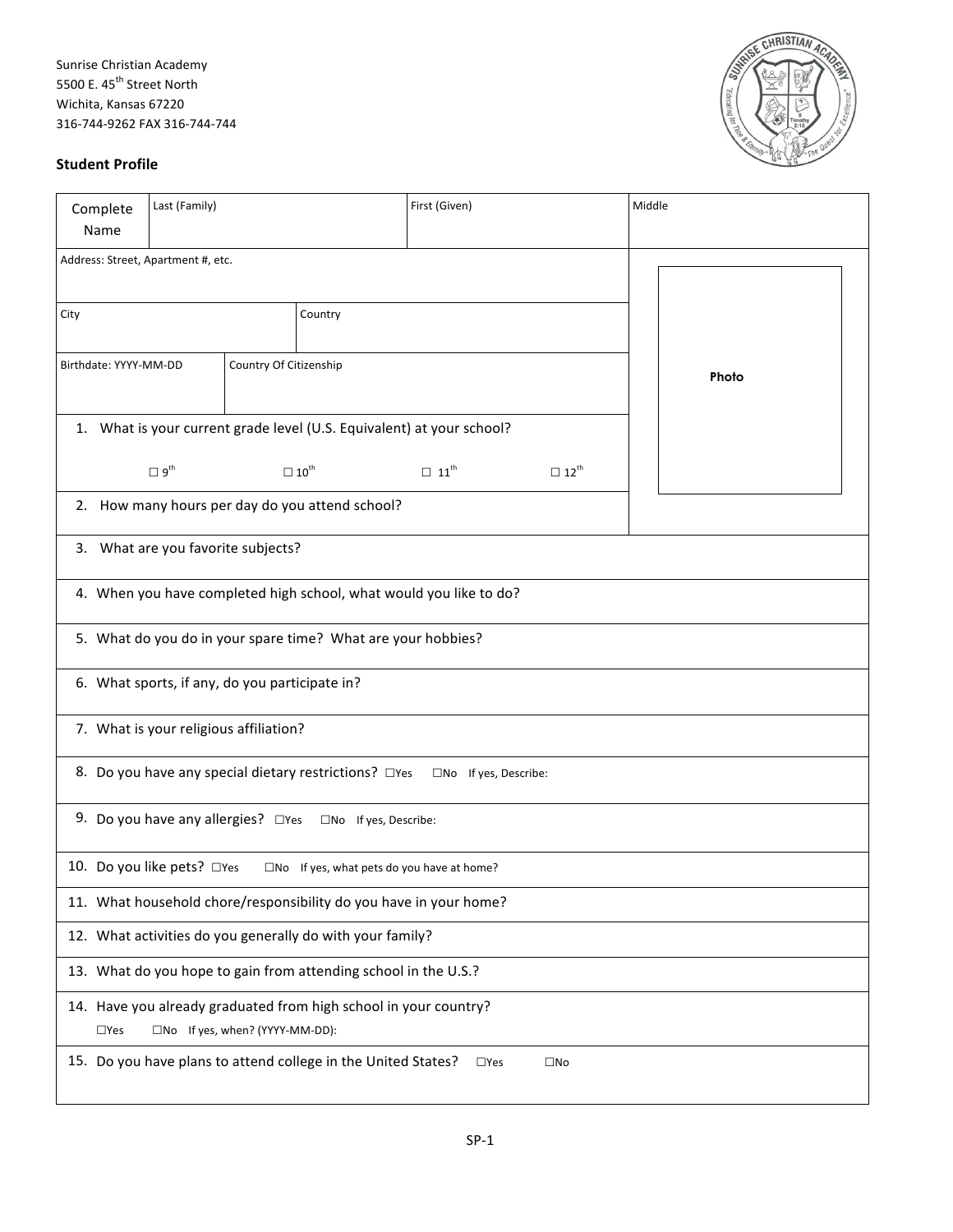Sunrise Christian Academy
5500 E. 45th Street North
Wichita, Kansas 67220
316-744-9262 FAX 316-744-744

**Student Profile**

| Complete Name | Last (Family) | First (Given) | Middle |
|---|---|---|---|
| Address: Street, Apartment #, etc. | | | Photo |
| City | Country | | |
| Birthdate: YYYY-MM-DD | Country Of Citizenship | | |

1. What is your current grade level (U.S. Equivalent) at your school?

   ☐ 9th ☐ 10th ☐ 11th ☐ 12th

2. How many hours per day do you attend school?

3. What are you favorite subjects?

4. When you have completed high school, what would you like to do?

5. What do you do in your spare time? What are your hobbies?

6. What sports, if any, do you participate in?

7. What is your religious affiliation?

8. Do you have any special dietary restrictions? ☐Yes ☐No If yes, Describe:

9. Do you have any allergies? ☐Yes ☐No If yes, Describe:

10. Do you like pets? ☐Yes ☐No If yes, what pets do you have at home?

11. What household chore/responsibility do you have in your home?

12. What activities do you generally do with your family?

13. What do you hope to gain from attending school in the U.S.?

14. Have you already graduated from high school in your country?

    ☐Yes ☐No If yes, when? (YYYY-MM-DD):

15. Do you have plans to attend college in the United States? ☐Yes ☐No

SP-1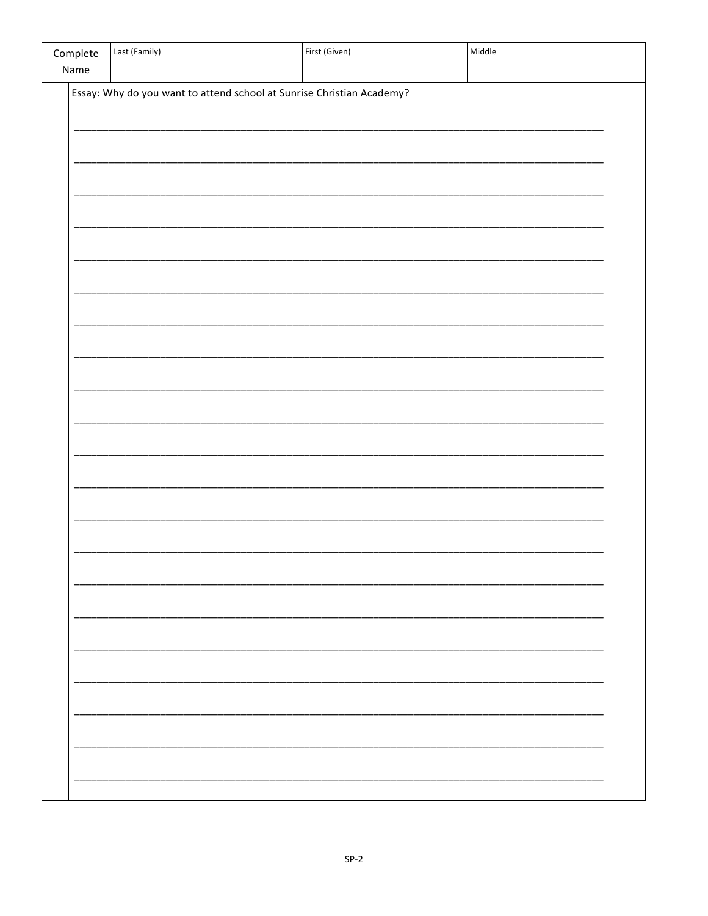| Complete Name | Last (Family) | First (Given) | Middle |
|---|---|---|---|
| | | | |

Essay: Why do you want to attend school at Sunrise Christian Academy?

______________________________________________________________________________

______________________________________________________________________________

______________________________________________________________________________

______________________________________________________________________________

______________________________________________________________________________

______________________________________________________________________________

______________________________________________________________________________

______________________________________________________________________________

______________________________________________________________________________

______________________________________________________________________________

______________________________________________________________________________

______________________________________________________________________________

______________________________________________________________________________

______________________________________________________________________________

______________________________________________________________________________

______________________________________________________________________________

______________________________________________________________________________

______________________________________________________________________________

______________________________________________________________________________

______________________________________________________________________________

______________________________________________________________________________

SP-2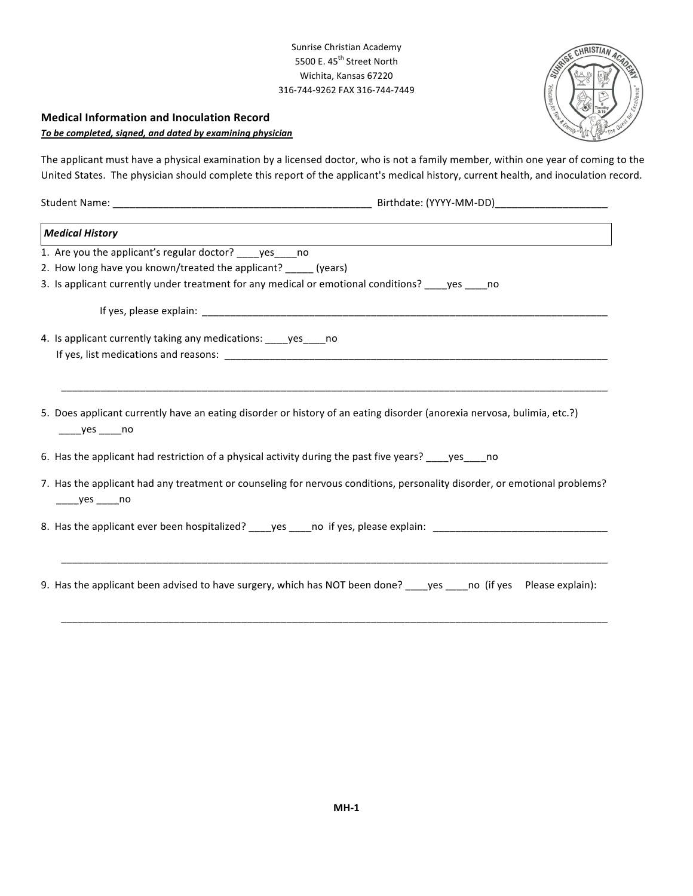Sunrise Christian Academy
5500 E. 45th Street North
Wichita, Kansas 67220
316-744-9262 FAX 316-744-7449

## Medical Information and Inoculation Record

***To be completed, signed, and dated by examining physician***

The applicant must have a physical examination by a licensed doctor, who is not a family member, within one year of coming to the United States. The physician should complete this report of the applicant's medical history, current health, and inoculation record.

Student Name: _______________________________________________ Birthdate: (YYYY-MM-DD)____________________

### *Medical History*

1. Are you the applicant's regular doctor? ____yes____no
2. How long have you known/treated the applicant? _____ (years)
3. Is applicant currently under treatment for any medical or emotional conditions? ____yes ____no

   If yes, please explain: ____________________________________________________________________________

4. Is applicant currently taking any medications: ____yes____no

   If yes, list medications and reasons: ________________________________________________________________________

   ____________________________________________________________________________________________________________

5. Does applicant currently have an eating disorder or history of an eating disorder (anorexia nervosa, bulimia, etc.?)

   ____yes ____no

6. Has the applicant had restriction of a physical activity during the past five years? ____yes____no

7. Has the applicant had any treatment or counseling for nervous conditions, personality disorder, or emotional problems?

   ____yes ____no

8. Has the applicant ever been hospitalized? ____yes ____no if yes, please explain: _______________________________

   ____________________________________________________________________________________________________________

9. Has the applicant been advised to have surgery, which has NOT been done? ____yes ____no (if yes Please explain):

   ____________________________________________________________________________________________________________

MH-1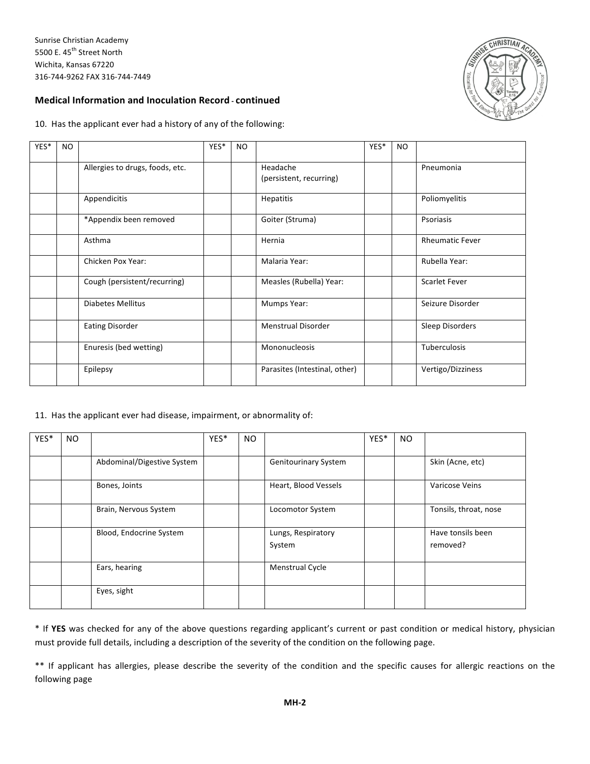Sunrise Christian Academy
5500 E. 45th Street North
Wichita, Kansas 67220
316-744-9262 FAX 316-744-7449

**Medical Information and Inoculation Record - continued**

10. Has the applicant ever had a history of any of the following:

| YES* | NO | | YES* | NO | | YES* | NO | |
|---|---|---|---|---|---|---|---|---|
| | | Allergies to drugs, foods, etc. | | | Headache (persistent, recurring) | | | Pneumonia |
| | | Appendicitis | | | Hepatitis | | | Poliomyelitis |
| | | *Appendix been removed | | | Goiter (Struma) | | | Psoriasis |
| | | Asthma | | | Hernia | | | Rheumatic Fever |
| | | Chicken Pox Year: | | | Malaria Year: | | | Rubella Year: |
| | | Cough (persistent/recurring) | | | Measles (Rubella) Year: | | | Scarlet Fever |
| | | Diabetes Mellitus | | | Mumps Year: | | | Seizure Disorder |
| | | Eating Disorder | | | Menstrual Disorder | | | Sleep Disorders |
| | | Enuresis (bed wetting) | | | Mononucleosis | | | Tuberculosis |
| | | Epilepsy | | | Parasites (Intestinal, other) | | | Vertigo/Dizziness |

11. Has the applicant ever had disease, impairment, or abnormality of:

| YES* | NO | | YES* | NO | | YES* | NO | |
|---|---|---|---|---|---|---|---|---|
| | | Abdominal/Digestive System | | | Genitourinary System | | | Skin (Acne, etc) |
| | | Bones, Joints | | | Heart, Blood Vessels | | | Varicose Veins |
| | | Brain, Nervous System | | | Locomotor System | | | Tonsils, throat, nose |
| | | Blood, Endocrine System | | | Lungs, Respiratory System | | | Have tonsils been removed? |
| | | Ears, hearing | | | Menstrual Cycle | | | |
| | | Eyes, sight | | | | | | |

* If **YES** was checked for any of the above questions regarding applicant's current or past condition or medical history, physician must provide full details, including a description of the severity of the condition on the following page.

** If applicant has allergies, please describe the severity of the condition and the specific causes for allergic reactions on the following page

**MH-2**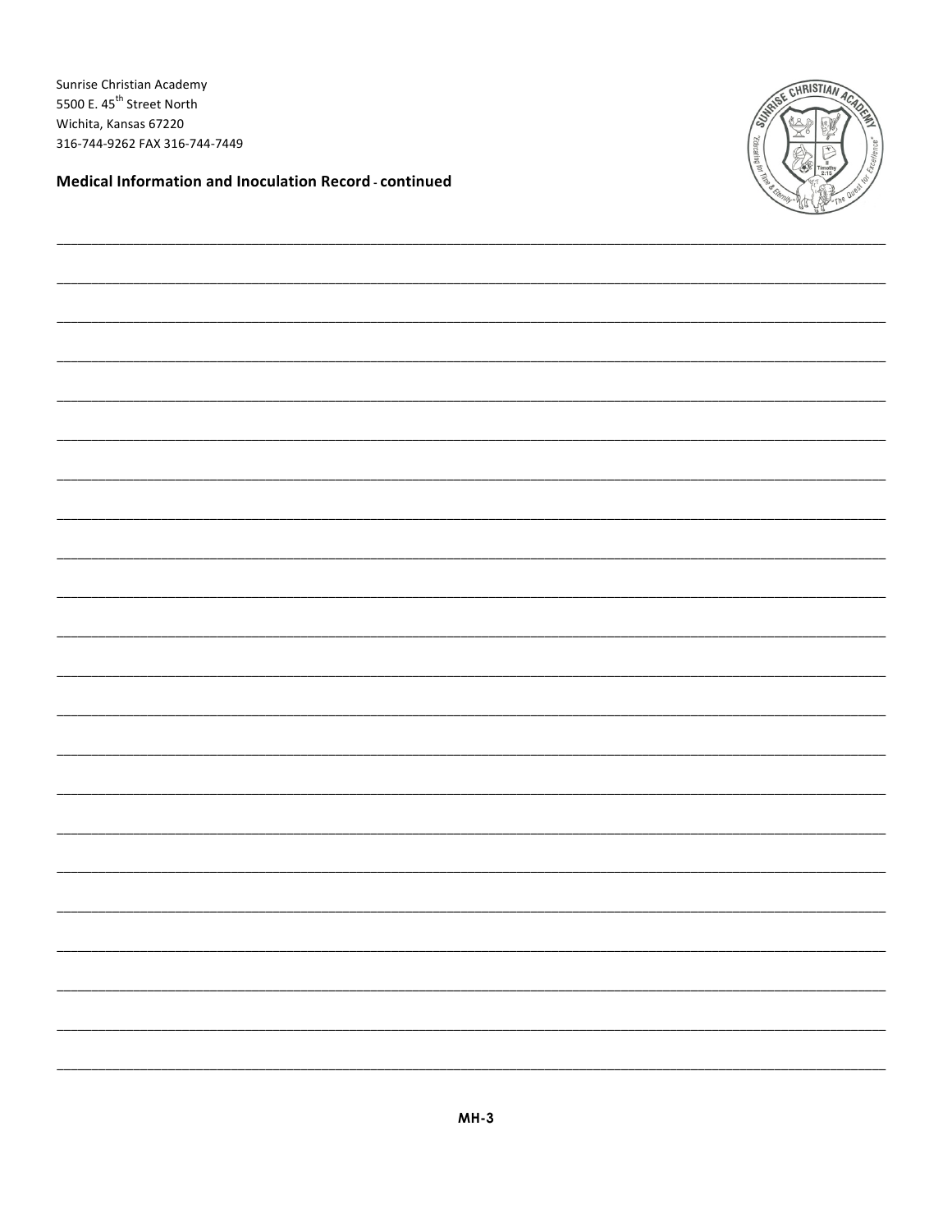Sunrise Christian Academy
5500 E. 45th Street North
Wichita, Kansas 67220
316-744-9262 FAX 316-744-7449

**Medical Information and Inoculation Record - continued**

______________________________________________________________________________________________

______________________________________________________________________________________________

______________________________________________________________________________________________

______________________________________________________________________________________________

______________________________________________________________________________________________

______________________________________________________________________________________________

______________________________________________________________________________________________

______________________________________________________________________________________________

______________________________________________________________________________________________

______________________________________________________________________________________________

______________________________________________________________________________________________

______________________________________________________________________________________________

______________________________________________________________________________________________

______________________________________________________________________________________________

______________________________________________________________________________________________

______________________________________________________________________________________________

______________________________________________________________________________________________

______________________________________________________________________________________________

______________________________________________________________________________________________

______________________________________________________________________________________________

______________________________________________________________________________________________

______________________________________________________________________________________________

**MH-3**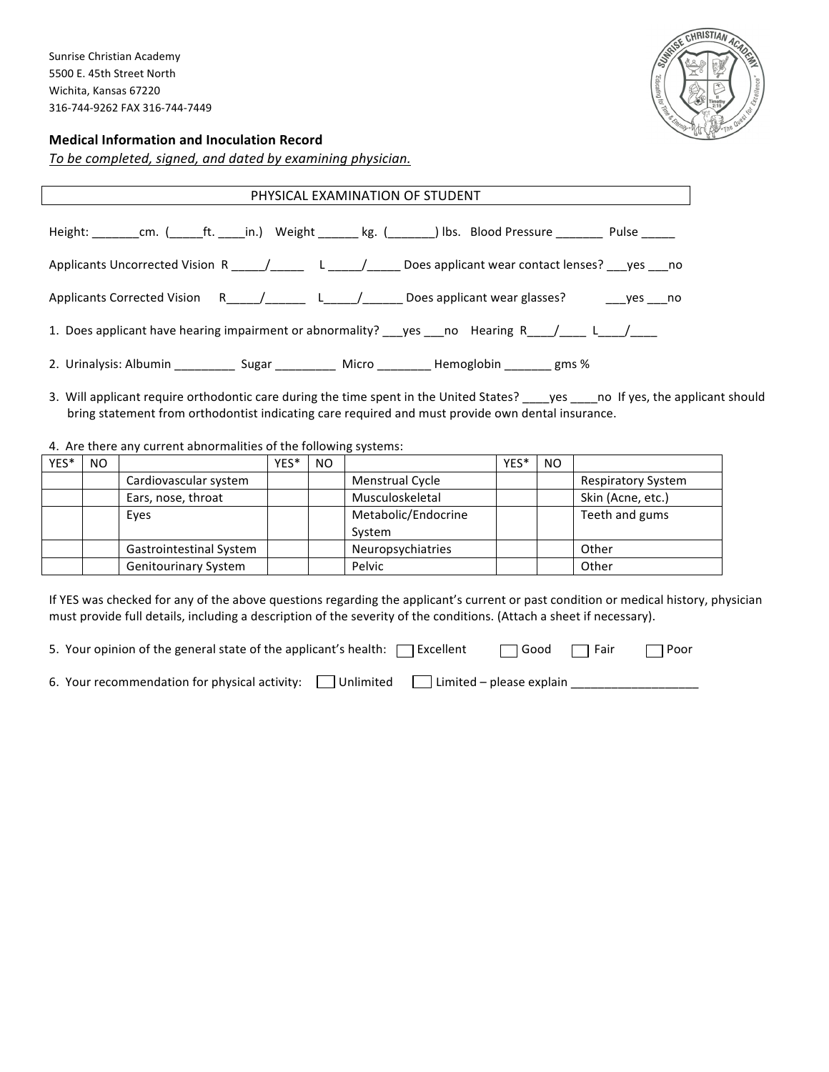Sunrise Christian Academy
5500 E. 45th Street North
Wichita, Kansas 67220
316-744-9262 FAX 316-744-7449

**Medical Information and Inoculation Record**

*To be completed, signed, and dated by examining physician.*

## PHYSICAL EXAMINATION OF STUDENT

Height: _______cm. (_____ft. ____in.) Weight ______ kg. (_______) lbs. Blood Pressure _______ Pulse _____

Applicants Uncorrected Vision R _____/_____ L _____/_____ Does applicant wear contact lenses? ___yes ___no

Applicants Corrected Vision R_____/______ L_____/______ Does applicant wear glasses? ___yes ___no

1. Does applicant have hearing impairment or abnormality? ___yes ___no Hearing R____/____ L____/____

2. Urinalysis: Albumin _________ Sugar _________ Micro ________ Hemoglobin _______ gms %

3. Will applicant require orthodontic care during the time spent in the United States? ____yes ____no If yes, the applicant should bring statement from orthodontist indicating care required and must provide own dental insurance.

4. Are there any current abnormalities of the following systems:

| YES* | NO | | YES* | NO | | YES* | NO | |
|---|---|---|---|---|---|---|---|---|
| | | Cardiovascular system | | | Menstrual Cycle | | | Respiratory System |
| | | Ears, nose, throat | | | Musculoskeletal | | | Skin (Acne, etc.) |
| | | Eyes | | | Metabolic/Endocrine System | | | Teeth and gums |
| | | Gastrointestinal System | | | Neuropsychiatries | | | Other |
| | | Genitourinary System | | | Pelvic | | | Other |

If YES was checked for any of the above questions regarding the applicant's current or past condition or medical history, physician must provide full details, including a description of the severity of the conditions. (Attach a sheet if necessary).

5. Your opinion of the general state of the applicant's health: ☐ Excellent ☐ Good ☐ Fair ☐ Poor

6. Your recommendation for physical activity: ☐ Unlimited ☐ Limited – please explain ___________________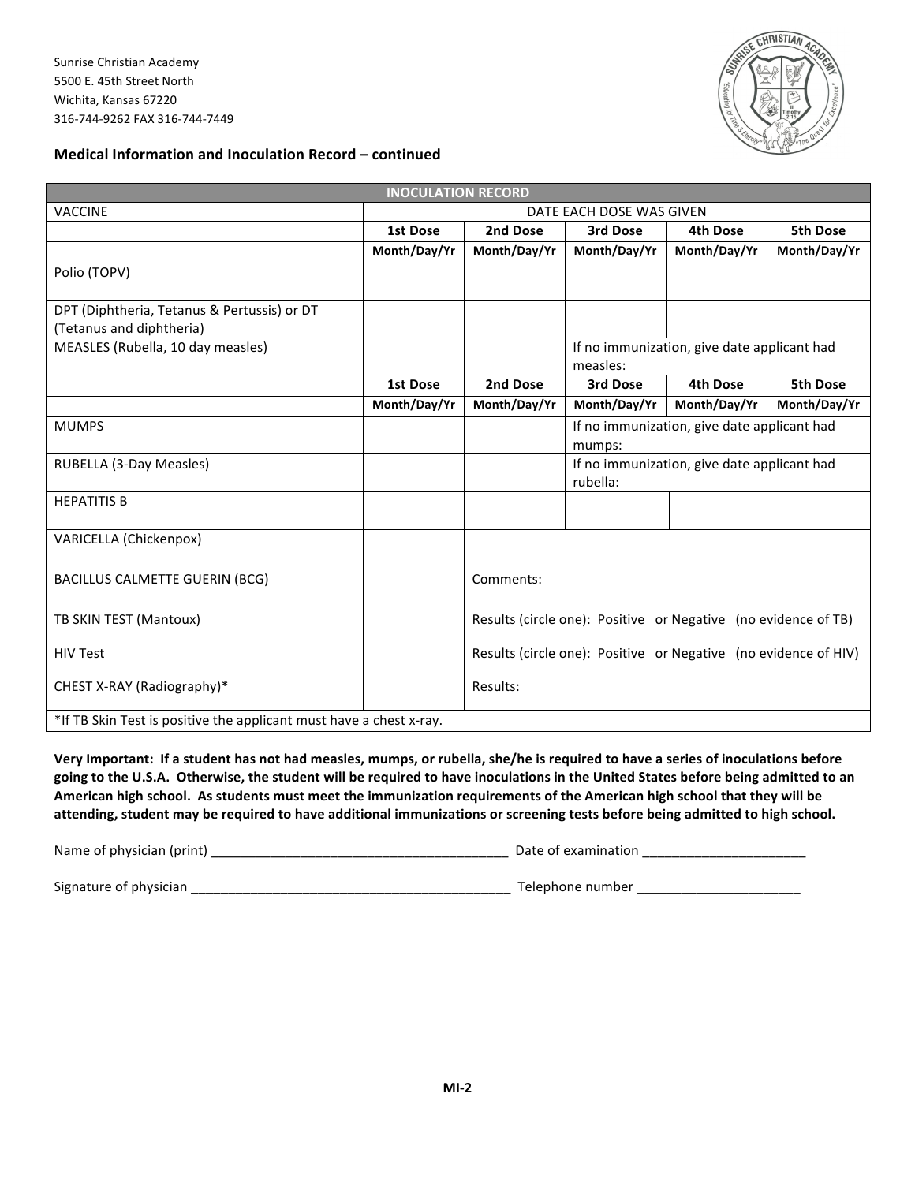Sunrise Christian Academy
5500 E. 45th Street North
Wichita, Kansas 67220
316-744-9262 FAX 316-744-7449

**Medical Information and Inoculation Record – continued**

| INOCULATION RECORD | | | | | |
|---|---|---|---|---|---|
| VACCINE | DATE EACH DOSE WAS GIVEN | | | | |
| | **1st Dose** | **2nd Dose** | **3rd Dose** | **4th Dose** | **5th Dose** |
| | **Month/Day/Yr** | **Month/Day/Yr** | **Month/Day/Yr** | **Month/Day/Yr** | **Month/Day/Yr** |
| Polio (TOPV) | | | | | |
| DPT (Diphtheria, Tetanus & Pertussis) or DT (Tetanus and diphtheria) | | | | | |
| MEASLES (Rubella, 10 day measles) | | | If no immunization, give date applicant had measles: | | |
| | **1st Dose** | **2nd Dose** | **3rd Dose** | **4th Dose** | **5th Dose** |
| | **Month/Day/Yr** | **Month/Day/Yr** | **Month/Day/Yr** | **Month/Day/Yr** | **Month/Day/Yr** |
| MUMPS | | | If no immunization, give date applicant had mumps: | | |
| RUBELLA (3-Day Measles) | | | If no immunization, give date applicant had rubella: | | |
| HEPATITIS B | | | | | |
| VARICELLA (Chickenpox) | | | | | |
| BACILLUS CALMETTE GUERIN (BCG) | | Comments: | | | |
| TB SKIN TEST (Mantoux) | | Results (circle one): Positive or Negative (no evidence of TB) | | | |
| HIV Test | | Results (circle one): Positive or Negative (no evidence of HIV) | | | |
| CHEST X-RAY (Radiography)* | | Results: | | | |
| *If TB Skin Test is positive the applicant must have a chest x-ray. | | | | | |

**Very Important: If a student has not had measles, mumps, or rubella, she/he is required to have a series of inoculations before going to the U.S.A. Otherwise, the student will be required to have inoculations in the United States before being admitted to an American high school. As students must meet the immunization requirements of the American high school that they will be attending, student may be required to have additional immunizations or screening tests before being admitted to high school.**

Name of physician (print) ________________________________________ Date of examination ______________________

Signature of physician ___________________________________________ Telephone number _____________________

MI-2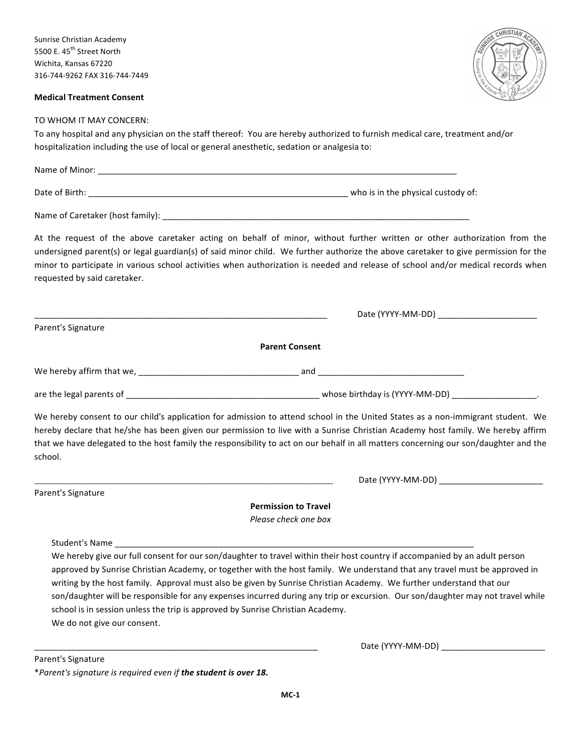Sunrise Christian Academy
5500 E. 45th Street North
Wichita, Kansas 67220
316-744-9262 FAX 316-744-7449

**Medical Treatment Consent**

TO WHOM IT MAY CONCERN:
To any hospital and any physician on the staff thereof: You are hereby authorized to furnish medical care, treatment and/or hospitalization including the use of local or general anesthetic, sedation or analgesia to:

Name of Minor: ___________________________________________________________________________

Date of Birth: _________________________________________________________ who is in the physical custody of:

Name of Caretaker (host family): ____________________________________________________________________

At the request of the above caretaker acting on behalf of minor, without further written or other authorization from the undersigned parent(s) or legal guardian(s) of said minor child. We further authorize the above caretaker to give permission for the minor to participate in various school activities when authorization is needed and release of school and/or medical records when requested by said caretaker.

_________________________________________________________________ Date (YYYY-MM-DD) _____________________
Parent's Signature

**Parent Consent**

We hereby affirm that we, __________________________________ and _______________________________

are the legal parents of ________________________________________ whose birthday is (YYYY-MM-DD) __________________.

We hereby consent to our child's application for admission to attend school in the United States as a non-immigrant student. We hereby declare that he/she has been given our permission to live with a Sunrise Christian Academy host family. We hereby affirm that we have delegated to the host family the responsibility to act on our behalf in all matters concerning our son/daughter and the school.

__________________________________________________________________ Date (YYYY-MM-DD) ______________________
Parent's Signature

**Permission to Travel**
*Please check one box*

Student's Name ________________________________________________________________________________

We hereby give our full consent for our son/daughter to travel within their host country if accompanied by an adult person approved by Sunrise Christian Academy, or together with the host family. We understand that any travel must be approved in writing by the host family. Approval must also be given by Sunrise Christian Academy. We further understand that our son/daughter will be responsible for any expenses incurred during any trip or excursion. Our son/daughter may not travel while school is in session unless the trip is approved by Sunrise Christian Academy.

We do not give our consent.

______________________________________________________________ Date (YYYY-MM-DD) ______________________
Parent's Signature

**Parent's signature is required even if* ***the student is over 18.***

MC-1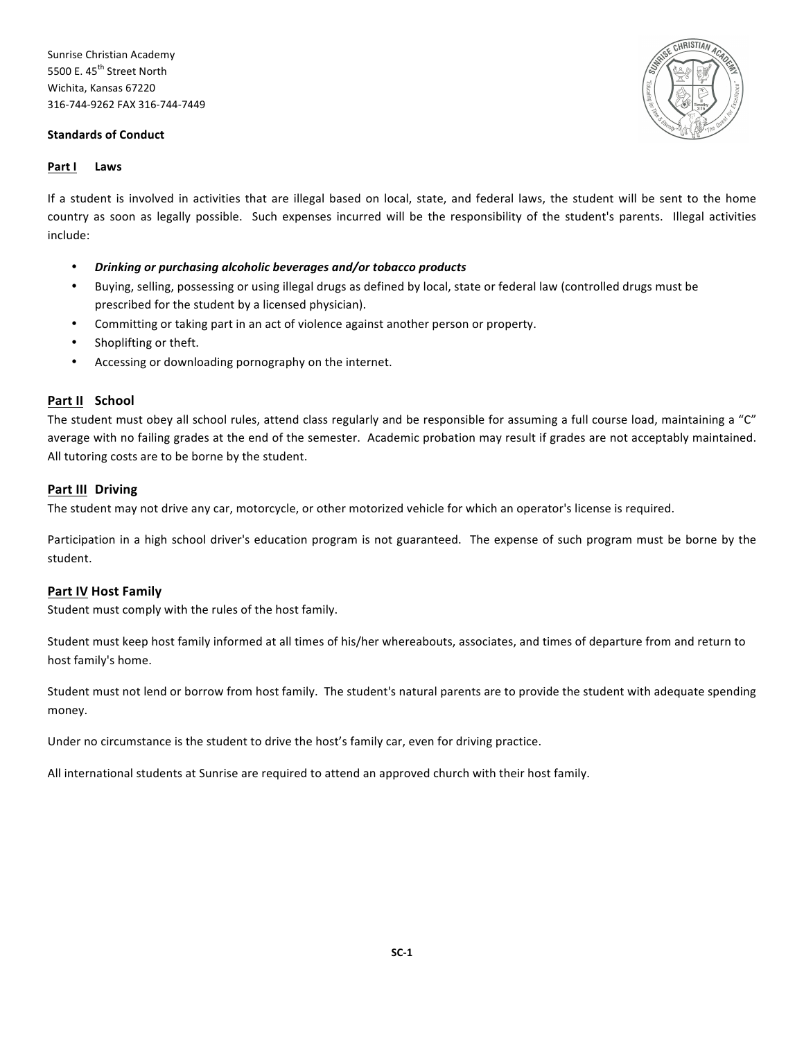Sunrise Christian Academy
5500 E. 45th Street North
Wichita, Kansas 67220
316-744-9262 FAX 316-744-7449

**Standards of Conduct**

## Part I Laws

If a student is involved in activities that are illegal based on local, state, and federal laws, the student will be sent to the home country as soon as legally possible. Such expenses incurred will be the responsibility of the student's parents. Illegal activities include:

- ***Drinking or purchasing alcoholic beverages and/or tobacco products***
- Buying, selling, possessing or using illegal drugs as defined by local, state or federal law (controlled drugs must be prescribed for the student by a licensed physician).
- Committing or taking part in an act of violence against another person or property.
- Shoplifting or theft.
- Accessing or downloading pornography on the internet.

## Part II School

The student must obey all school rules, attend class regularly and be responsible for assuming a full course load, maintaining a "C" average with no failing grades at the end of the semester. Academic probation may result if grades are not acceptably maintained. All tutoring costs are to be borne by the student.

## Part III Driving

The student may not drive any car, motorcycle, or other motorized vehicle for which an operator's license is required.

Participation in a high school driver's education program is not guaranteed. The expense of such program must be borne by the student.

## Part IV Host Family

Student must comply with the rules of the host family.

Student must keep host family informed at all times of his/her whereabouts, associates, and times of departure from and return to host family's home.

Student must not lend or borrow from host family. The student's natural parents are to provide the student with adequate spending money.

Under no circumstance is the student to drive the host's family car, even for driving practice.

All international students at Sunrise are required to attend an approved church with their host family.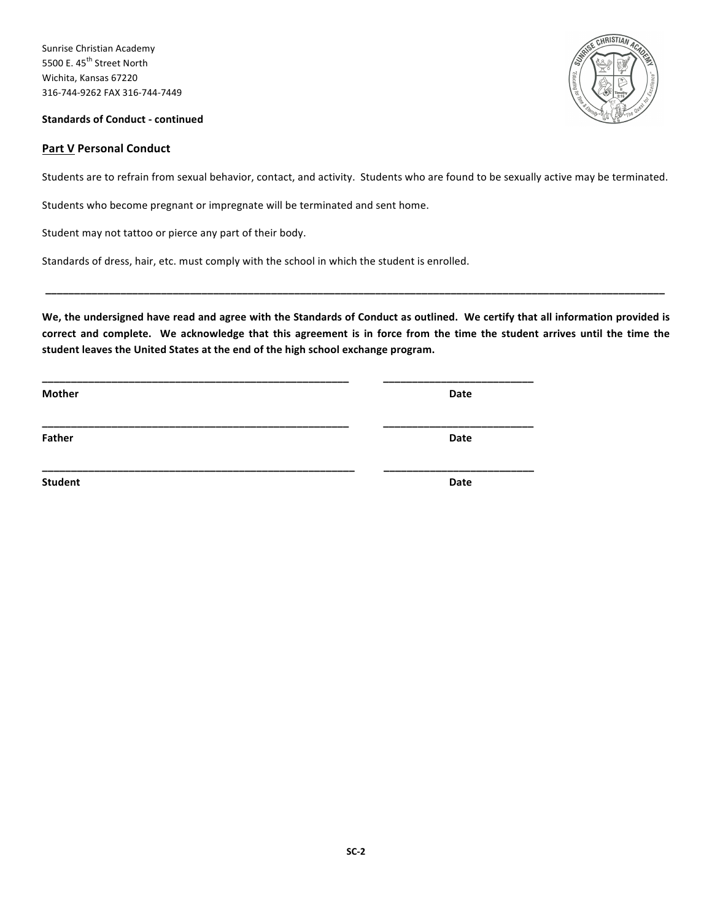Sunrise Christian Academy
5500 E. 45th Street North
Wichita, Kansas 67220
316-744-9262 FAX 316-744-7449

**Standards of Conduct - continued**

## Part V Personal Conduct

Students are to refrain from sexual behavior, contact, and activity. Students who are found to be sexually active may be terminated.

Students who become pregnant or impregnate will be terminated and sent home.

Student may not tattoo or pierce any part of their body.

Standards of dress, hair, etc. must comply with the school in which the student is enrolled.

---

**We, the undersigned have read and agree with the Standards of Conduct as outlined. We certify that all information provided is correct and complete. We acknowledge that this agreement is in force from the time the student arrives until the time the student leaves the United States at the end of the high school exchange program.**

| | |
|---|---|
| ______________________________ | ______________________ |
| **Mother** | **Date** |
| ______________________________ | ______________________ |
| **Father** | **Date** |
| ______________________________ | ______________________ |
| **Student** | **Date** |

SC-2